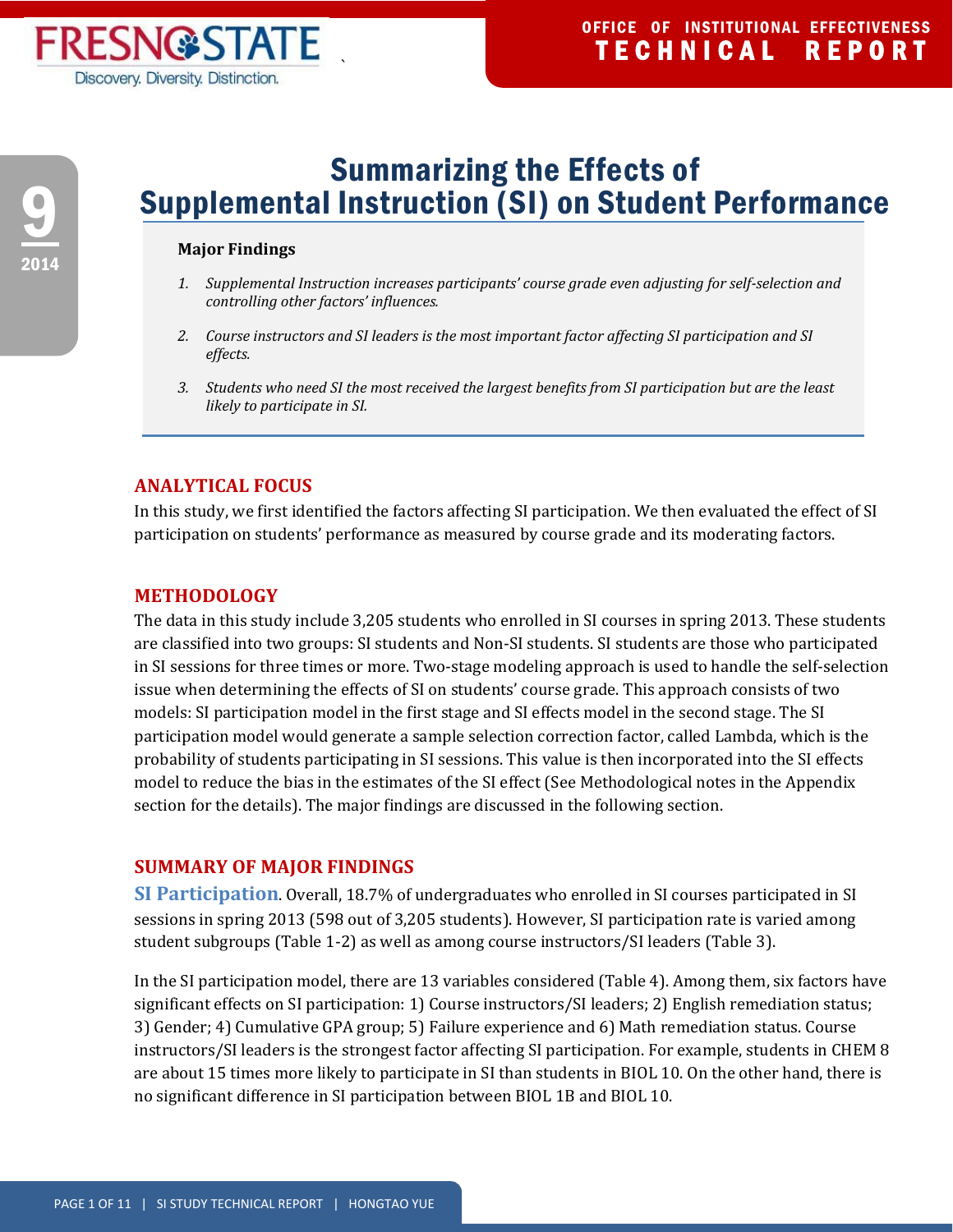# Summarizing the Effects of Supplemental Instruction (SI) on Student Performance

**Major Findings**

1. *Supplemental Instruction increases participants' course grade even adjusting for self-selection and controlling other factors' influences.*
2. *Course instructors and SI leaders is the most important factor affecting SI participation and SI effects.*
3. *Students who need SI the most received the largest benefits from SI participation but are the least likely to participate in SI.*

## ANALYTICAL FOCUS

In this study, we first identified the factors affecting SI participation. We then evaluated the effect of SI participation on students' performance as measured by course grade and its moderating factors.

## METHODOLOGY

The data in this study include 3,205 students who enrolled in SI courses in spring 2013. These students are classified into two groups: SI students and Non-SI students. SI students are those who participated in SI sessions for three times or more. Two-stage modeling approach is used to handle the self-selection issue when determining the effects of SI on students' course grade. This approach consists of two models: SI participation model in the first stage and SI effects model in the second stage. The SI participation model would generate a sample selection correction factor, called Lambda, which is the probability of students participating in SI sessions. This value is then incorporated into the SI effects model to reduce the bias in the estimates of the SI effect (See Methodological notes in the Appendix section for the details). The major findings are discussed in the following section.

## SUMMARY OF MAJOR FINDINGS

**SI Participation**. Overall, 18.7% of undergraduates who enrolled in SI courses participated in SI sessions in spring 2013 (598 out of 3,205 students). However, SI participation rate is varied among student subgroups (Table 1-2) as well as among course instructors/SI leaders (Table 3).

In the SI participation model, there are 13 variables considered (Table 4). Among them, six factors have significant effects on SI participation: 1) Course instructors/SI leaders; 2) English remediation status; 3) Gender; 4) Cumulative GPA group; 5) Failure experience and 6) Math remediation status. Course instructors/SI leaders is the strongest factor affecting SI participation. For example, students in CHEM 8 are about 15 times more likely to participate in SI than students in BIOL 10. On the other hand, there is no significant difference in SI participation between BIOL 1B and BIOL 10.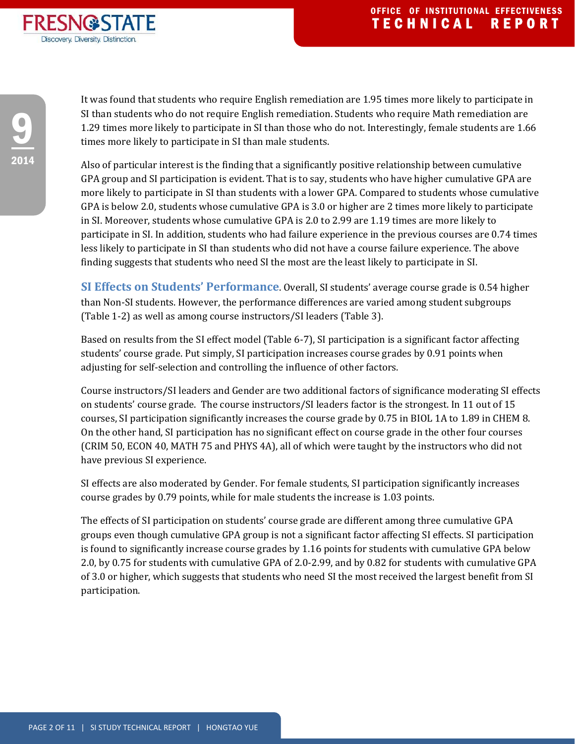It was found that students who require English remediation are 1.95 times more likely to participate in SI than students who do not require English remediation. Students who require Math remediation are 1.29 times more likely to participate in SI than those who do not. Interestingly, female students are 1.66 times more likely to participate in SI than male students.

Also of particular interest is the finding that a significantly positive relationship between cumulative GPA group and SI participation is evident. That is to say, students who have higher cumulative GPA are more likely to participate in SI than students with a lower GPA. Compared to students whose cumulative GPA is below 2.0, students whose cumulative GPA is 3.0 or higher are 2 times more likely to participate in SI. Moreover, students whose cumulative GPA is 2.0 to 2.99 are 1.19 times are more likely to participate in SI. In addition, students who had failure experience in the previous courses are 0.74 times less likely to participate in SI than students who did not have a course failure experience. The above finding suggests that students who need SI the most are the least likely to participate in SI.

**SI Effects on Students' Performance**. Overall, SI students' average course grade is 0.54 higher than Non-SI students. However, the performance differences are varied among student subgroups (Table 1-2) as well as among course instructors/SI leaders (Table 3).

Based on results from the SI effect model (Table 6-7), SI participation is a significant factor affecting students' course grade. Put simply, SI participation increases course grades by 0.91 points when adjusting for self-selection and controlling the influence of other factors.

Course instructors/SI leaders and Gender are two additional factors of significance moderating SI effects on students' course grade. The course instructors/SI leaders factor is the strongest. In 11 out of 15 courses, SI participation significantly increases the course grade by 0.75 in BIOL 1A to 1.89 in CHEM 8. On the other hand, SI participation has no significant effect on course grade in the other four courses (CRIM 50, ECON 40, MATH 75 and PHYS 4A), all of which were taught by the instructors who did not have previous SI experience.

SI effects are also moderated by Gender. For female students, SI participation significantly increases course grades by 0.79 points, while for male students the increase is 1.03 points.

The effects of SI participation on students' course grade are different among three cumulative GPA groups even though cumulative GPA group is not a significant factor affecting SI effects. SI participation is found to significantly increase course grades by 1.16 points for students with cumulative GPA below 2.0, by 0.75 for students with cumulative GPA of 2.0-2.99, and by 0.82 for students with cumulative GPA of 3.0 or higher, which suggests that students who need SI the most received the largest benefit from SI participation.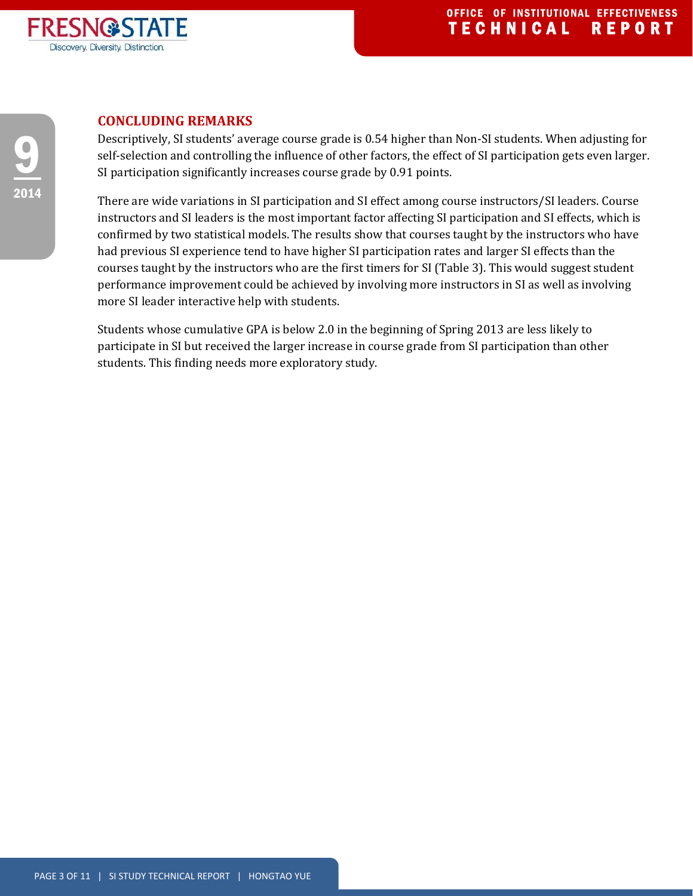## CONCLUDING REMARKS

Descriptively, SI students' average course grade is 0.54 higher than Non-SI students. When adjusting for self-selection and controlling the influence of other factors, the effect of SI participation gets even larger. SI participation significantly increases course grade by 0.91 points.

There are wide variations in SI participation and SI effect among course instructors/SI leaders. Course instructors and SI leaders is the most important factor affecting SI participation and SI effects, which is confirmed by two statistical models. The results show that courses taught by the instructors who have had previous SI experience tend to have higher SI participation rates and larger SI effects than the courses taught by the instructors who are the first timers for SI (Table 3). This would suggest student performance improvement could be achieved by involving more instructors in SI as well as involving more SI leader interactive help with students.

Students whose cumulative GPA is below 2.0 in the beginning of Spring 2013 are less likely to participate in SI but received the larger increase in course grade from SI participation than other students. This finding needs more exploratory study.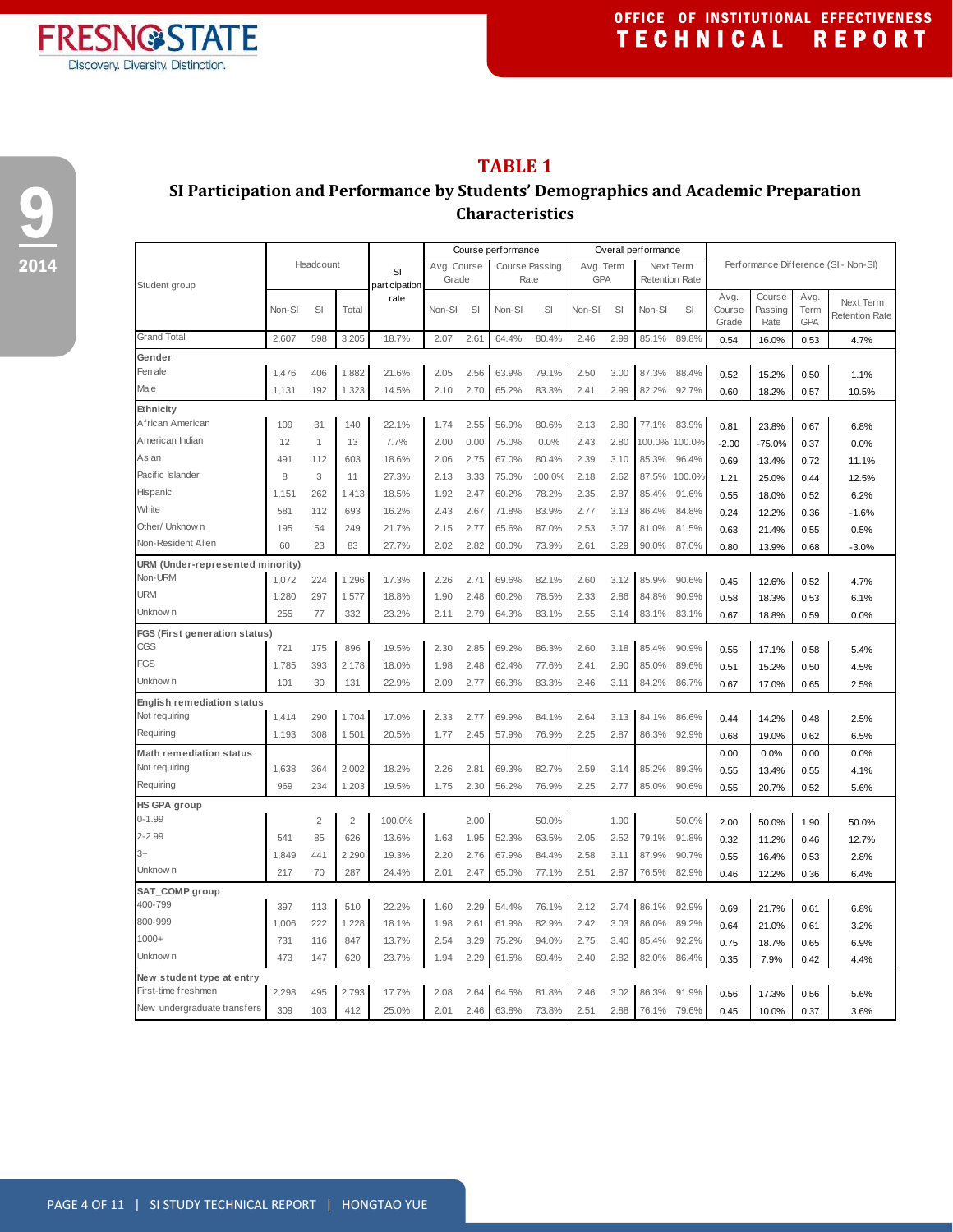## TABLE 1

### SI Participation and Performance by Students' Demographics and Academic Preparation Characteristics

| Student group | Headcount | | | SI participation rate | Course performance | | | | Overall performance | | | | Performance Difference (SI - Non-SI) | | | |
|---|---|---|---|---|---|---|---|---|---|---|---|---|---|---|---|---|
| | | | | | Avg. Course Grade | | Course Passing Rate | | Avg. Term GPA | | Next Term Retention Rate | | | | | |
| | Non-SI | SI | Total | | Non-SI | SI | Non-SI | SI | Non-SI | SI | Non-SI | SI | Avg. Course Grade | Course Passing Rate | Avg. Term GPA | Next Term Retention Rate |
| Grand Total | 2,607 | 598 | 3,205 | 18.7% | 2.07 | 2.61 | 64.4% | 80.4% | 2.46 | 2.99 | 85.1% | 89.8% | 0.54 | 16.0% | 0.53 | 4.7% |
| **Gender** | | | | | | | | | | | | | | | | |
| Female | 1,476 | 406 | 1,882 | 21.6% | 2.05 | 2.56 | 63.9% | 79.1% | 2.50 | 3.00 | 87.3% | 88.4% | 0.52 | 15.2% | 0.50 | 1.1% |
| Male | 1,131 | 192 | 1,323 | 14.5% | 2.10 | 2.70 | 65.2% | 83.3% | 2.41 | 2.99 | 82.2% | 92.7% | 0.60 | 18.2% | 0.57 | 10.5% |
| **Ethnicity** | | | | | | | | | | | | | | | | |
| African American | 109 | 31 | 140 | 22.1% | 1.74 | 2.55 | 56.9% | 80.6% | 2.13 | 2.80 | 77.1% | 83.9% | 0.81 | 23.8% | 0.67 | 6.8% |
| American Indian | 12 | 1 | 13 | 7.7% | 2.00 | 0.00 | 75.0% | 0.0% | 2.43 | 2.80 | 100.0% | 100.0% | -2.00 | -75.0% | 0.37 | 0.0% |
| Asian | 491 | 112 | 603 | 18.6% | 2.06 | 2.75 | 67.0% | 80.4% | 2.39 | 3.10 | 85.3% | 96.4% | 0.69 | 13.4% | 0.72 | 11.1% |
| Pacific Islander | 8 | 3 | 11 | 27.3% | 2.13 | 3.33 | 75.0% | 100.0% | 2.18 | 2.62 | 87.5% | 100.0% | 1.21 | 25.0% | 0.44 | 12.5% |
| Hispanic | 1,151 | 262 | 1,413 | 18.5% | 1.92 | 2.47 | 60.2% | 78.2% | 2.35 | 2.87 | 85.4% | 91.6% | 0.55 | 18.0% | 0.52 | 6.2% |
| White | 581 | 112 | 693 | 16.2% | 2.43 | 2.67 | 71.8% | 83.9% | 2.77 | 3.13 | 86.4% | 84.8% | 0.24 | 12.2% | 0.36 | -1.6% |
| Other/ Unknown | 195 | 54 | 249 | 21.7% | 2.15 | 2.77 | 65.6% | 87.0% | 2.53 | 3.07 | 81.0% | 81.5% | 0.63 | 21.4% | 0.55 | 0.5% |
| Non-Resident Alien | 60 | 23 | 83 | 27.7% | 2.02 | 2.82 | 60.0% | 73.9% | 2.61 | 3.29 | 90.0% | 87.0% | 0.80 | 13.9% | 0.68 | -3.0% |
| **URM (Under-represented minority)** | | | | | | | | | | | | | | | | |
| Non-URM | 1,072 | 224 | 1,296 | 17.3% | 2.26 | 2.71 | 69.6% | 82.1% | 2.60 | 3.12 | 85.9% | 90.6% | 0.45 | 12.6% | 0.52 | 4.7% |
| URM | 1,280 | 297 | 1,577 | 18.8% | 1.90 | 2.48 | 60.2% | 78.5% | 2.33 | 2.86 | 84.8% | 90.9% | 0.58 | 18.3% | 0.53 | 6.1% |
| Unknown | 255 | 77 | 332 | 23.2% | 2.11 | 2.79 | 64.3% | 83.1% | 2.55 | 3.14 | 83.1% | 83.1% | 0.67 | 18.8% | 0.59 | 0.0% |
| **FGS (First generation status)** | | | | | | | | | | | | | | | | |
| CGS | 721 | 175 | 896 | 19.5% | 2.30 | 2.85 | 69.2% | 86.3% | 2.60 | 3.18 | 85.4% | 90.9% | 0.55 | 17.1% | 0.58 | 5.4% |
| FGS | 1,785 | 393 | 2,178 | 18.0% | 1.98 | 2.48 | 62.4% | 77.6% | 2.41 | 2.90 | 85.0% | 89.6% | 0.51 | 15.2% | 0.50 | 4.5% |
| Unknown | 101 | 30 | 131 | 22.9% | 2.09 | 2.77 | 66.3% | 83.3% | 2.46 | 3.11 | 84.2% | 86.7% | 0.67 | 17.0% | 0.65 | 2.5% |
| **English remediation status** | | | | | | | | | | | | | | | | |
| Not requiring | 1,414 | 290 | 1,704 | 17.0% | 2.33 | 2.77 | 69.9% | 84.1% | 2.64 | 3.13 | 84.1% | 86.6% | 0.44 | 14.2% | 0.48 | 2.5% |
| Requiring | 1,193 | 308 | 1,501 | 20.5% | 1.77 | 2.45 | 57.9% | 76.9% | 2.25 | 2.87 | 86.3% | 92.9% | 0.68 | 19.0% | 0.62 | 6.5% |
| **Math remediation status** | | | | | | | | | | | | | 0.00 | 0.0% | 0.00 | 0.0% |
| Not requiring | 1,638 | 364 | 2,002 | 18.2% | 2.26 | 2.81 | 69.3% | 82.7% | 2.59 | 3.14 | 85.2% | 89.3% | 0.55 | 13.4% | 0.55 | 4.1% |
| Requiring | 969 | 234 | 1,203 | 19.5% | 1.75 | 2.30 | 56.2% | 76.9% | 2.25 | 2.77 | 85.0% | 90.6% | 0.55 | 20.7% | 0.52 | 5.6% |
| **HS GPA group** | | | | | | | | | | | | | | | | |
| 0-1.99 | | 2 | 2 | 100.0% | | 2.00 | | 50.0% | | 1.90 | | 50.0% | 2.00 | 50.0% | 1.90 | 50.0% |
| 2-2.99 | 541 | 85 | 626 | 13.6% | 1.63 | 1.95 | 52.3% | 63.5% | 2.05 | 2.52 | 79.1% | 91.8% | 0.32 | 11.2% | 0.46 | 12.7% |
| 3+ | 1,849 | 441 | 2,290 | 19.3% | 2.20 | 2.76 | 67.9% | 84.4% | 2.58 | 3.11 | 87.9% | 90.7% | 0.55 | 16.4% | 0.53 | 2.8% |
| Unknown | 217 | 70 | 287 | 24.4% | 2.01 | 2.47 | 65.0% | 77.1% | 2.51 | 2.87 | 76.5% | 82.9% | 0.46 | 12.2% | 0.36 | 6.4% |
| **SAT_COMP group** | | | | | | | | | | | | | | | | |
| 400-799 | 397 | 113 | 510 | 22.2% | 1.60 | 2.29 | 54.4% | 76.1% | 2.12 | 2.74 | 86.1% | 92.9% | 0.69 | 21.7% | 0.61 | 6.8% |
| 800-999 | 1,006 | 222 | 1,228 | 18.1% | 1.98 | 2.61 | 61.9% | 82.9% | 2.42 | 3.03 | 86.0% | 89.2% | 0.64 | 21.0% | 0.61 | 3.2% |
| 1000+ | 731 | 116 | 847 | 13.7% | 2.54 | 3.29 | 75.2% | 94.0% | 2.75 | 3.40 | 85.4% | 92.2% | 0.75 | 18.7% | 0.65 | 6.9% |
| Unknown | 473 | 147 | 620 | 23.7% | 1.94 | 2.29 | 61.5% | 69.4% | 2.40 | 2.82 | 82.0% | 86.4% | 0.35 | 7.9% | 0.42 | 4.4% |
| **New student type at entry** | | | | | | | | | | | | | | | | |
| First-time freshmen | 2,298 | 495 | 2,793 | 17.7% | 2.08 | 2.64 | 64.5% | 81.8% | 2.46 | 3.02 | 86.3% | 91.9% | 0.56 | 17.3% | 0.56 | 5.6% |
| New undergraduate transfers | 309 | 103 | 412 | 25.0% | 2.01 | 2.46 | 63.8% | 73.8% | 2.51 | 2.88 | 76.1% | 79.6% | 0.45 | 10.0% | 0.37 | 3.6% |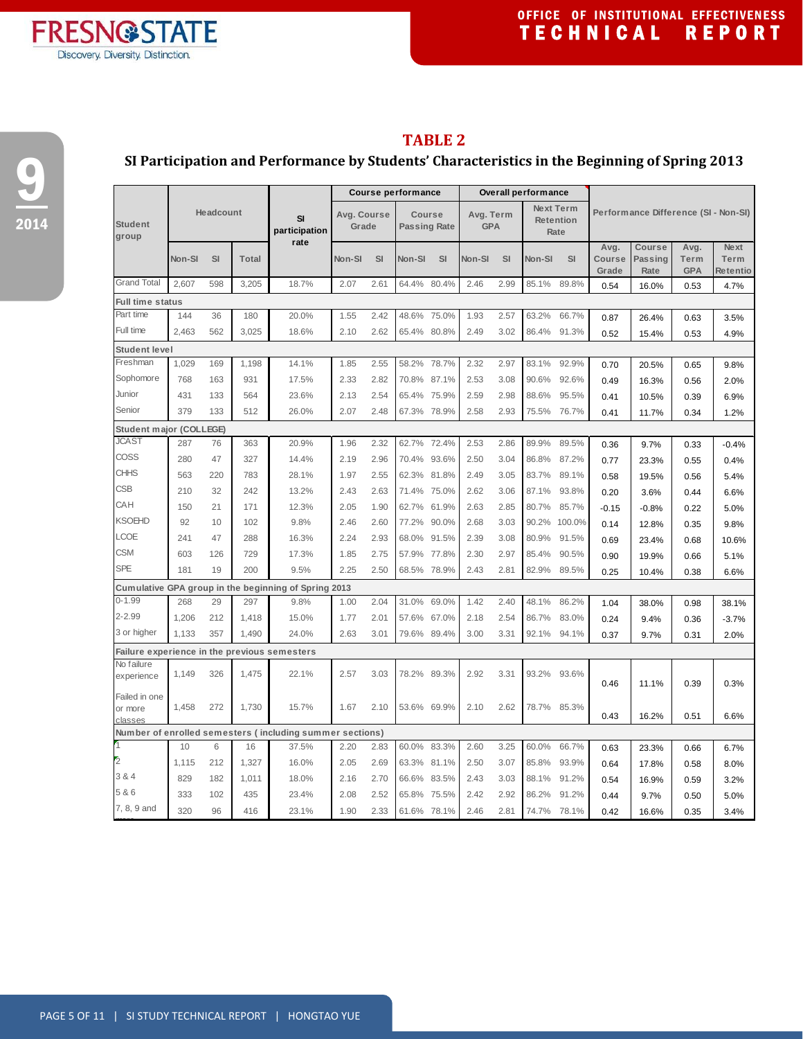## TABLE 2

### SI Participation and Performance by Students' Characteristics in the Beginning of Spring 2013

| Student group | Headcount | | | SI participation rate | Course performance | | | | Overall performance | | | | Performance Difference (SI - Non-SI) | | | |
|---|---|---|---|---|---|---|---|---|---|---|---|---|---|---|---|---|
| | | | | | Avg. Course Grade | | Course Passing Rate | | Avg. Term GPA | | Next Term Retention Rate | | | | | |
| | Non-SI | SI | Total | | Non-SI | SI | Non-SI | SI | Non-SI | SI | Non-SI | SI | Avg. Course Grade | Course Passing Rate | Avg. Term GPA | Next Term Retentio |
| Grand Total | 2,607 | 598 | 3,205 | 18.7% | 2.07 | 2.61 | 64.4% | 80.4% | 2.46 | 2.99 | 85.1% | 89.8% | 0.54 | 16.0% | 0.53 | 4.7% |
| **Full time status** | | | | | | | | | | | | | | | | |
| Part time | 144 | 36 | 180 | 20.0% | 1.55 | 2.42 | 48.6% | 75.0% | 1.93 | 2.57 | 63.2% | 66.7% | 0.87 | 26.4% | 0.63 | 3.5% |
| Full time | 2,463 | 562 | 3,025 | 18.6% | 2.10 | 2.62 | 65.4% | 80.8% | 2.49 | 3.02 | 86.4% | 91.3% | 0.52 | 15.4% | 0.53 | 4.9% |
| **Student level** | | | | | | | | | | | | | | | | |
| Freshman | 1,029 | 169 | 1,198 | 14.1% | 1.85 | 2.55 | 58.2% | 78.7% | 2.32 | 2.97 | 83.1% | 92.9% | 0.70 | 20.5% | 0.65 | 9.8% |
| Sophomore | 768 | 163 | 931 | 17.5% | 2.33 | 2.82 | 70.8% | 87.1% | 2.53 | 3.08 | 90.6% | 92.6% | 0.49 | 16.3% | 0.56 | 2.0% |
| Junior | 431 | 133 | 564 | 23.6% | 2.13 | 2.54 | 65.4% | 75.9% | 2.59 | 2.98 | 88.6% | 95.5% | 0.41 | 10.5% | 0.39 | 6.9% |
| Senior | 379 | 133 | 512 | 26.0% | 2.07 | 2.48 | 67.3% | 78.9% | 2.58 | 2.93 | 75.5% | 76.7% | 0.41 | 11.7% | 0.34 | 1.2% |
| **Student major (COLLEGE)** | | | | | | | | | | | | | | | | |
| JCAST | 287 | 76 | 363 | 20.9% | 1.96 | 2.32 | 62.7% | 72.4% | 2.53 | 2.86 | 89.9% | 89.5% | 0.36 | 9.7% | 0.33 | -0.4% |
| COSS | 280 | 47 | 327 | 14.4% | 2.19 | 2.96 | 70.4% | 93.6% | 2.50 | 3.04 | 86.8% | 87.2% | 0.77 | 23.3% | 0.55 | 0.4% |
| CHHS | 563 | 220 | 783 | 28.1% | 1.97 | 2.55 | 62.3% | 81.8% | 2.49 | 3.05 | 83.7% | 89.1% | 0.58 | 19.5% | 0.56 | 5.4% |
| CSB | 210 | 32 | 242 | 13.2% | 2.43 | 2.63 | 71.4% | 75.0% | 2.62 | 3.06 | 87.1% | 93.8% | 0.20 | 3.6% | 0.44 | 6.6% |
| CAH | 150 | 21 | 171 | 12.3% | 2.05 | 1.90 | 62.7% | 61.9% | 2.63 | 2.85 | 80.7% | 85.7% | -0.15 | -0.8% | 0.22 | 5.0% |
| KSOEHD | 92 | 10 | 102 | 9.8% | 2.46 | 2.60 | 77.2% | 90.0% | 2.68 | 3.03 | 90.2% | 100.0% | 0.14 | 12.8% | 0.35 | 9.8% |
| LCOE | 241 | 47 | 288 | 16.3% | 2.24 | 2.93 | 68.0% | 91.5% | 2.39 | 3.08 | 80.9% | 91.5% | 0.69 | 23.4% | 0.68 | 10.6% |
| CSM | 603 | 126 | 729 | 17.3% | 1.85 | 2.75 | 57.9% | 77.8% | 2.30 | 2.97 | 85.4% | 90.5% | 0.90 | 19.9% | 0.66 | 5.1% |
| SPE | 181 | 19 | 200 | 9.5% | 2.25 | 2.50 | 68.5% | 78.9% | 2.43 | 2.81 | 82.9% | 89.5% | 0.25 | 10.4% | 0.38 | 6.6% |
| **Cumulative GPA group in the beginning of Spring 2013** | | | | | | | | | | | | | | | | |
| 0-1.99 | 268 | 29 | 297 | 9.8% | 1.00 | 2.04 | 31.0% | 69.0% | 1.42 | 2.40 | 48.1% | 86.2% | 1.04 | 38.0% | 0.98 | 38.1% |
| 2-2.99 | 1,206 | 212 | 1,418 | 15.0% | 1.77 | 2.01 | 57.6% | 67.0% | 2.18 | 2.54 | 86.7% | 83.0% | 0.24 | 9.4% | 0.36 | -3.7% |
| 3 or higher | 1,133 | 357 | 1,490 | 24.0% | 2.63 | 3.01 | 79.6% | 89.4% | 3.00 | 3.31 | 92.1% | 94.1% | 0.37 | 9.7% | 0.31 | 2.0% |
| **Failure experience in the previous semesters** | | | | | | | | | | | | | | | | |
| No failure experience | 1,149 | 326 | 1,475 | 22.1% | 2.57 | 3.03 | 78.2% | 89.3% | 2.92 | 3.31 | 93.2% | 93.6% | 0.46 | 11.1% | 0.39 | 0.3% |
| Failed in one or more classes | 1,458 | 272 | 1,730 | 15.7% | 1.67 | 2.10 | 53.6% | 69.9% | 2.10 | 2.62 | 78.7% | 85.3% | 0.43 | 16.2% | 0.51 | 6.6% |
| **Number of enrolled semesters ( including summer sections)** | | | | | | | | | | | | | | | | |
| 1 | 10 | 6 | 16 | 37.5% | 2.20 | 2.83 | 60.0% | 83.3% | 2.60 | 3.25 | 60.0% | 66.7% | 0.63 | 23.3% | 0.66 | 6.7% |
| 2 | 1,115 | 212 | 1,327 | 16.0% | 2.05 | 2.69 | 63.3% | 81.1% | 2.50 | 3.07 | 85.8% | 93.9% | 0.64 | 17.8% | 0.58 | 8.0% |
| 3 & 4 | 829 | 182 | 1,011 | 18.0% | 2.16 | 2.70 | 66.6% | 83.5% | 2.43 | 3.03 | 88.1% | 91.2% | 0.54 | 16.9% | 0.59 | 3.2% |
| 5 & 6 | 333 | 102 | 435 | 23.4% | 2.08 | 2.52 | 65.8% | 75.5% | 2.42 | 2.92 | 86.2% | 91.2% | 0.44 | 9.7% | 0.50 | 5.0% |
| 7, 8, 9 and more | 320 | 96 | 416 | 23.1% | 1.90 | 2.33 | 61.6% | 78.1% | 2.46 | 2.81 | 74.7% | 78.1% | 0.42 | 16.6% | 0.35 | 3.4% |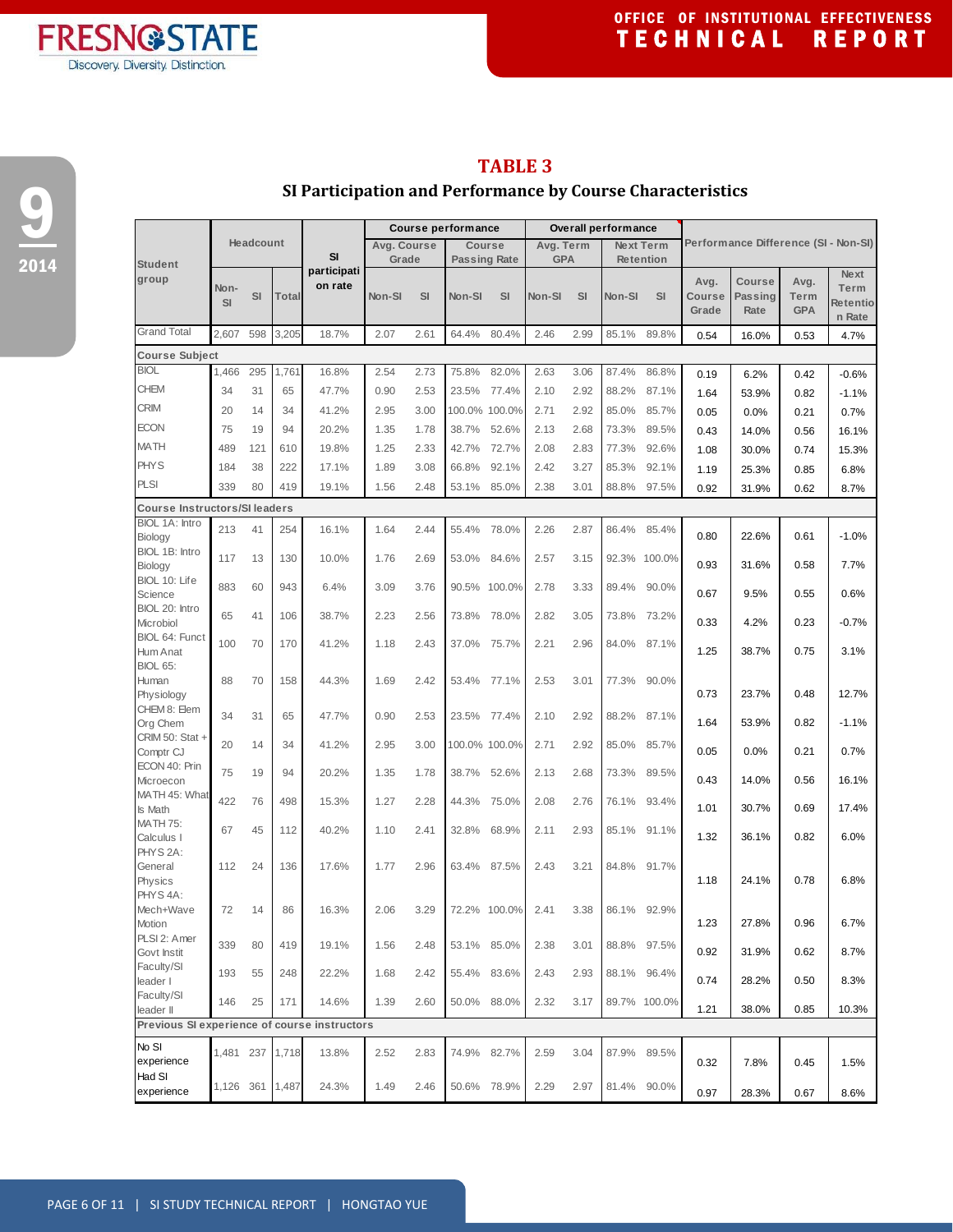## TABLE 3

### SI Participation and Performance by Course Characteristics

| Student group | Headcount | | | SI participation rate | Course performance | | | | Overall performance | | | | Performance Difference (SI - Non-SI) | | | |
|---|---|---|---|---|---|---|---|---|---|---|---|---|---|---|---|---|
| | | | | | Avg. Course Grade | | Course Passing Rate | | Avg. Term GPA | | Next Term Retention | | | | | |
| | Non-SI | SI | Total | | Non-SI | SI | Non-SI | SI | Non-SI | SI | Non-SI | SI | Avg. Course Grade | Course Passing Rate | Avg. Term GPA | Next Term Retention Rate |
| Grand Total | 2,607 | 598 | 3,205 | 18.7% | 2.07 | 2.61 | 64.4% | 80.4% | 2.46 | 2.99 | 85.1% | 89.8% | 0.54 | 16.0% | 0.53 | 4.7% |
| **Course Subject** | | | | | | | | | | | | | | | | |
| BIOL | 1,466 | 295 | 1,761 | 16.8% | 2.54 | 2.73 | 75.8% | 82.0% | 2.63 | 3.06 | 87.4% | 86.8% | 0.19 | 6.2% | 0.42 | -0.6% |
| CHEM | 34 | 31 | 65 | 47.7% | 0.90 | 2.53 | 23.5% | 77.4% | 2.10 | 2.92 | 88.2% | 87.1% | 1.64 | 53.9% | 0.82 | -1.1% |
| CRIM | 20 | 14 | 34 | 41.2% | 2.95 | 3.00 | 100.0% | 100.0% | 2.71 | 2.92 | 85.0% | 85.7% | 0.05 | 0.0% | 0.21 | 0.7% |
| ECON | 75 | 19 | 94 | 20.2% | 1.35 | 1.78 | 38.7% | 52.6% | 2.13 | 2.68 | 73.3% | 89.5% | 0.43 | 14.0% | 0.56 | 16.1% |
| MATH | 489 | 121 | 610 | 19.8% | 1.25 | 2.33 | 42.7% | 72.7% | 2.08 | 2.83 | 77.3% | 92.6% | 1.08 | 30.0% | 0.74 | 15.3% |
| PHYS | 184 | 38 | 222 | 17.1% | 1.89 | 3.08 | 66.8% | 92.1% | 2.42 | 3.27 | 85.3% | 92.1% | 1.19 | 25.3% | 0.85 | 6.8% |
| PLSI | 339 | 80 | 419 | 19.1% | 1.56 | 2.48 | 53.1% | 85.0% | 2.38 | 3.01 | 88.8% | 97.5% | 0.92 | 31.9% | 0.62 | 8.7% |
| **Course Instructors/SI leaders** | | | | | | | | | | | | | | | | |
| BIOL 1A: Intro Biology | 213 | 41 | 254 | 16.1% | 1.64 | 2.44 | 55.4% | 78.0% | 2.26 | 2.87 | 86.4% | 85.4% | 0.80 | 22.6% | 0.61 | -1.0% |
| BIOL 1B: Intro Biology | 117 | 13 | 130 | 10.0% | 1.76 | 2.69 | 53.0% | 84.6% | 2.57 | 3.15 | 92.3% | 100.0% | 0.93 | 31.6% | 0.58 | 7.7% |
| BIOL 10: Life Science | 883 | 60 | 943 | 6.4% | 3.09 | 3.76 | 90.5% | 100.0% | 2.78 | 3.33 | 89.4% | 90.0% | 0.67 | 9.5% | 0.55 | 0.6% |
| BIOL 20: Intro Microbiol | 65 | 41 | 106 | 38.7% | 2.23 | 2.56 | 73.8% | 78.0% | 2.82 | 3.05 | 73.8% | 73.2% | 0.33 | 4.2% | 0.23 | -0.7% |
| BIOL 64: Funct Hum Anat | 100 | 70 | 170 | 41.2% | 1.18 | 2.43 | 37.0% | 75.7% | 2.21 | 2.96 | 84.0% | 87.1% | 1.25 | 38.7% | 0.75 | 3.1% |
| BIOL 65: Human Physiology | 88 | 70 | 158 | 44.3% | 1.69 | 2.42 | 53.4% | 77.1% | 2.53 | 3.01 | 77.3% | 90.0% | 0.73 | 23.7% | 0.48 | 12.7% |
| CHEM 8: Elem Org Chem | 34 | 31 | 65 | 47.7% | 0.90 | 2.53 | 23.5% | 77.4% | 2.10 | 2.92 | 88.2% | 87.1% | 1.64 | 53.9% | 0.82 | -1.1% |
| CRIM 50: Stat + Comptr CJ | 20 | 14 | 34 | 41.2% | 2.95 | 3.00 | 100.0% | 100.0% | 2.71 | 2.92 | 85.0% | 85.7% | 0.05 | 0.0% | 0.21 | 0.7% |
| ECON 40: Prin Microecon | 75 | 19 | 94 | 20.2% | 1.35 | 1.78 | 38.7% | 52.6% | 2.13 | 2.68 | 73.3% | 89.5% | 0.43 | 14.0% | 0.56 | 16.1% |
| MATH 45: What Is Math | 422 | 76 | 498 | 15.3% | 1.27 | 2.28 | 44.3% | 75.0% | 2.08 | 2.76 | 76.1% | 93.4% | 1.01 | 30.7% | 0.69 | 17.4% |
| MATH 75: Calculus I | 67 | 45 | 112 | 40.2% | 1.10 | 2.41 | 32.8% | 68.9% | 2.11 | 2.93 | 85.1% | 91.1% | 1.32 | 36.1% | 0.82 | 6.0% |
| PHYS 2A: General Physics | 112 | 24 | 136 | 17.6% | 1.77 | 2.96 | 63.4% | 87.5% | 2.43 | 3.21 | 84.8% | 91.7% | 1.18 | 24.1% | 0.78 | 6.8% |
| PHYS 4A: Mech+Wave Motion | 72 | 14 | 86 | 16.3% | 2.06 | 3.29 | 72.2% | 100.0% | 2.41 | 3.38 | 86.1% | 92.9% | 1.23 | 27.8% | 0.96 | 6.7% |
| PLSI 2: Amer Govt Instit | 339 | 80 | 419 | 19.1% | 1.56 | 2.48 | 53.1% | 85.0% | 2.38 | 3.01 | 88.8% | 97.5% | 0.92 | 31.9% | 0.62 | 8.7% |
| Faculty/SI leader I | 193 | 55 | 248 | 22.2% | 1.68 | 2.42 | 55.4% | 83.6% | 2.43 | 2.93 | 88.1% | 96.4% | 0.74 | 28.2% | 0.50 | 8.3% |
| Faculty/SI leader II | 146 | 25 | 171 | 14.6% | 1.39 | 2.60 | 50.0% | 88.0% | 2.32 | 3.17 | 89.7% | 100.0% | 1.21 | 38.0% | 0.85 | 10.3% |
| **Previous SI experience of course instructors** | | | | | | | | | | | | | | | | |
| No SI experience | 1,481 | 237 | 1,718 | 13.8% | 2.52 | 2.83 | 74.9% | 82.7% | 2.59 | 3.04 | 87.9% | 89.5% | 0.32 | 7.8% | 0.45 | 1.5% |
| Had SI experience | 1,126 | 361 | 1,487 | 24.3% | 1.49 | 2.46 | 50.6% | 78.9% | 2.29 | 2.97 | 81.4% | 90.0% | 0.97 | 28.3% | 0.67 | 8.6% |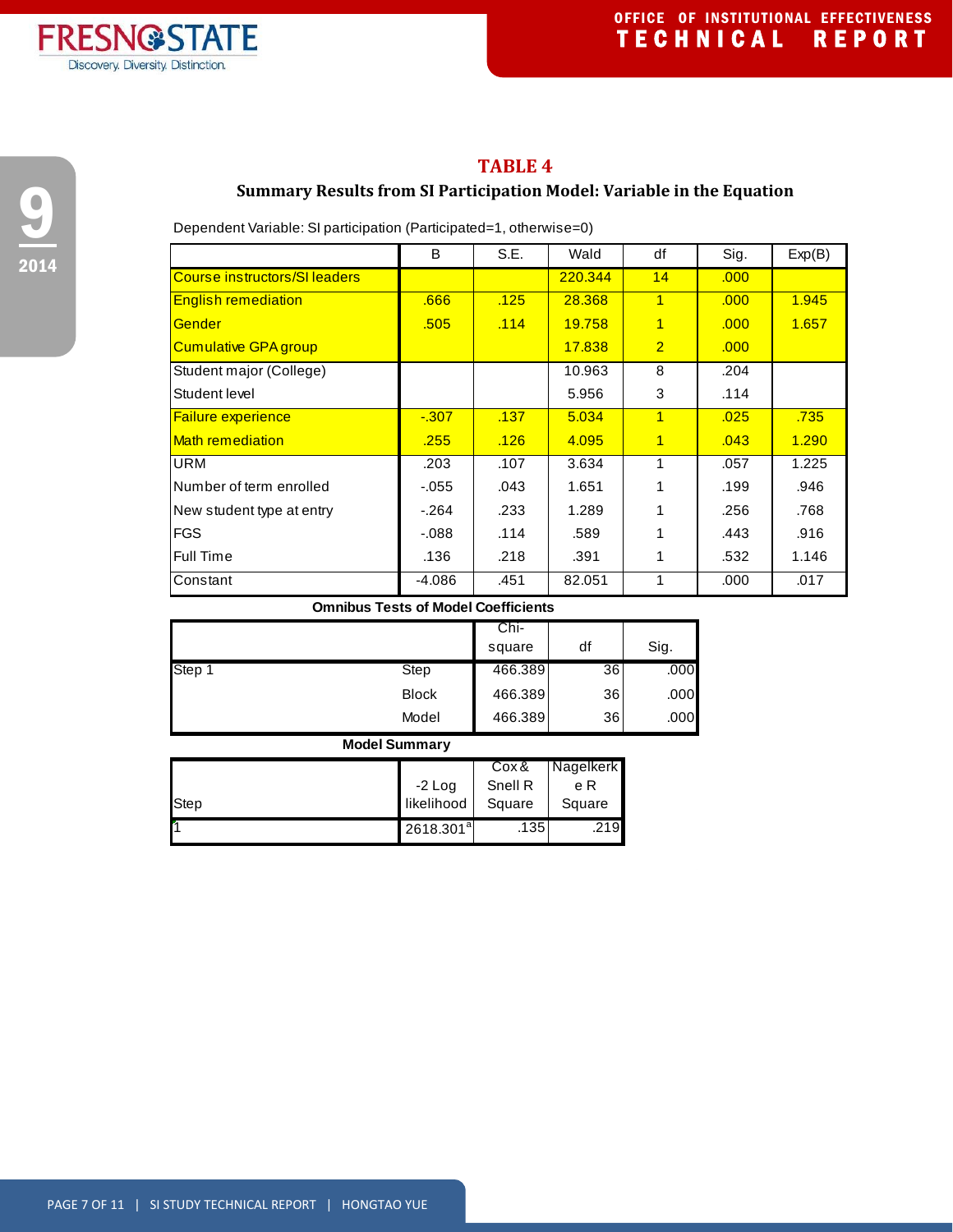## TABLE 4

### Summary Results from SI Participation Model: Variable in the Equation

Dependent Variable: SI participation (Participated=1, otherwise=0)

| | B | S.E. | Wald | df | Sig. | Exp(B) |
|---|---|---|---|---|---|---|
| Course instructors/SI leaders | | | 220.344 | 14 | .000 | |
| English remediation | .666 | .125 | 28.368 | 1 | .000 | 1.945 |
| Gender | .505 | .114 | 19.758 | 1 | .000 | 1.657 |
| Cumulative GPA group | | | 17.838 | 2 | .000 | |
| Student major (College) | | | 10.963 | 8 | .204 | |
| Student level | | | 5.956 | 3 | .114 | |
| Failure experience | -.307 | .137 | 5.034 | 1 | .025 | .735 |
| Math remediation | .255 | .126 | 4.095 | 1 | .043 | 1.290 |
| URM | .203 | .107 | 3.634 | 1 | .057 | 1.225 |
| Number of term enrolled | -.055 | .043 | 1.651 | 1 | .199 | .946 |
| New student type at entry | -.264 | .233 | 1.289 | 1 | .256 | .768 |
| FGS | -.088 | .114 | .589 | 1 | .443 | .916 |
| Full Time | .136 | .218 | .391 | 1 | .532 | 1.146 |
| Constant | -4.086 | .451 | 82.051 | 1 | .000 | .017 |

**Omnibus Tests of Model Coefficients**

| | | Chi-square | df | Sig. |
|---|---|---|---|---|
| Step 1 | Step | 466.389 | 36 | .000 |
| | Block | 466.389 | 36 | .000 |
| | Model | 466.389 | 36 | .000 |

**Model Summary**

| Step | -2 Log likelihood | Cox & Snell R Square | Nagelkerke R Square |
|---|---|---|---|
| 1 | 2618.301[a] | .135 | .219 |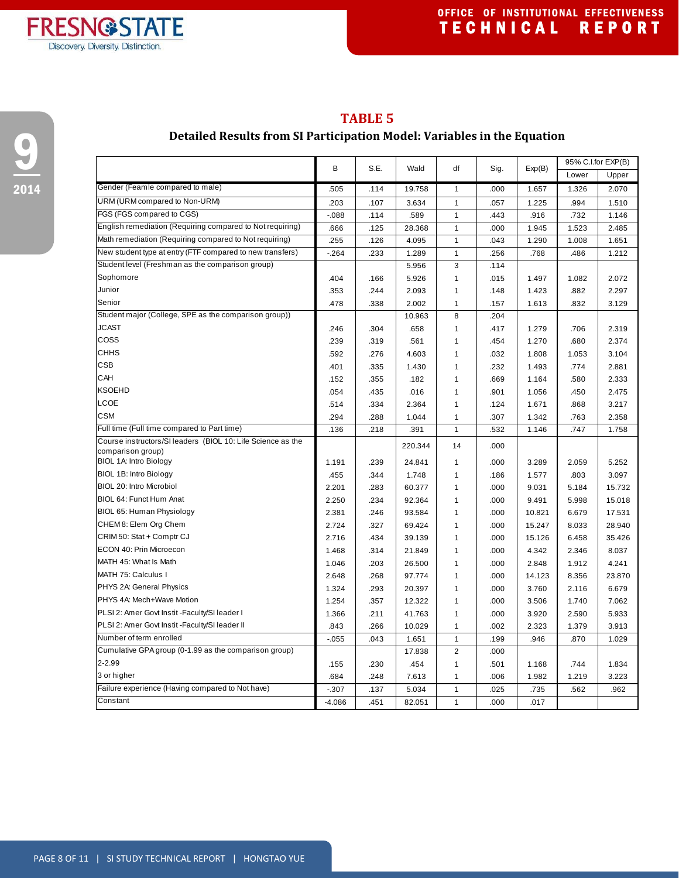## TABLE 5

### Detailed Results from SI Participation Model: Variables in the Equation

| | B | S.E. | Wald | df | Sig. | Exp(B) | 95% C.I.for EXP(B) | |
|---|---|---|---|---|---|---|---|---|
| | | | | | | | Lower | Upper |
| Gender (Feamle compared to male) | .505 | .114 | 19.758 | 1 | .000 | 1.657 | 1.326 | 2.070 |
| URM (URM compared to Non-URM) | .203 | .107 | 3.634 | 1 | .057 | 1.225 | .994 | 1.510 |
| FGS (FGS compared to CGS) | -.088 | .114 | .589 | 1 | .443 | .916 | .732 | 1.146 |
| English remediation (Requiring compared to Not requiring) | .666 | .125 | 28.368 | 1 | .000 | 1.945 | 1.523 | 2.485 |
| Math remediation (Requiring compared to Not requiring) | .255 | .126 | 4.095 | 1 | .043 | 1.290 | 1.008 | 1.651 |
| New student type at entry (FTF compared to new transfers) | -.264 | .233 | 1.289 | 1 | .256 | .768 | .486 | 1.212 |
| Student level (Freshman as the comparison group) | | | 5.956 | 3 | .114 | | | |
| Sophomore | .404 | .166 | 5.926 | 1 | .015 | 1.497 | 1.082 | 2.072 |
| Junior | .353 | .244 | 2.093 | 1 | .148 | 1.423 | .882 | 2.297 |
| Senior | .478 | .338 | 2.002 | 1 | .157 | 1.613 | .832 | 3.129 |
| Student major (College, SPE as the comparison group)) | | | 10.963 | 8 | .204 | | | |
| JCAST | .246 | .304 | .658 | 1 | .417 | 1.279 | .706 | 2.319 |
| COSS | .239 | .319 | .561 | 1 | .454 | 1.270 | .680 | 2.374 |
| CHHS | .592 | .276 | 4.603 | 1 | .032 | 1.808 | 1.053 | 3.104 |
| CSB | .401 | .335 | 1.430 | 1 | .232 | 1.493 | .774 | 2.881 |
| CAH | .152 | .355 | .182 | 1 | .669 | 1.164 | .580 | 2.333 |
| KSOEHD | .054 | .435 | .016 | 1 | .901 | 1.056 | .450 | 2.475 |
| LCOE | .514 | .334 | 2.364 | 1 | .124 | 1.671 | .868 | 3.217 |
| CSM | .294 | .288 | 1.044 | 1 | .307 | 1.342 | .763 | 2.358 |
| Full time (Full time compared to Part time) | .136 | .218 | .391 | 1 | .532 | 1.146 | .747 | 1.758 |
| Course instructors/SI leaders (BIOL 10: Life Science as the comparison group) | | | 220.344 | 14 | .000 | | | |
| BIOL 1A: Intro Biology | 1.191 | .239 | 24.841 | 1 | .000 | 3.289 | 2.059 | 5.252 |
| BIOL 1B: Intro Biology | .455 | .344 | 1.748 | 1 | .186 | 1.577 | .803 | 3.097 |
| BIOL 20: Intro Microbiol | 2.201 | .283 | 60.377 | 1 | .000 | 9.031 | 5.184 | 15.732 |
| BIOL 64: Funct Hum Anat | 2.250 | .234 | 92.364 | 1 | .000 | 9.491 | 5.998 | 15.018 |
| BIOL 65: Human Physiology | 2.381 | .246 | 93.584 | 1 | .000 | 10.821 | 6.679 | 17.531 |
| CHEM 8: Elem Org Chem | 2.724 | .327 | 69.424 | 1 | .000 | 15.247 | 8.033 | 28.940 |
| CRIM 50: Stat + Comptr CJ | 2.716 | .434 | 39.139 | 1 | .000 | 15.126 | 6.458 | 35.426 |
| ECON 40: Prin Microecon | 1.468 | .314 | 21.849 | 1 | .000 | 4.342 | 2.346 | 8.037 |
| MATH 45: What Is Math | 1.046 | .203 | 26.500 | 1 | .000 | 2.848 | 1.912 | 4.241 |
| MATH 75: Calculus I | 2.648 | .268 | 97.774 | 1 | .000 | 14.123 | 8.356 | 23.870 |
| PHYS 2A: General Physics | 1.324 | .293 | 20.397 | 1 | .000 | 3.760 | 2.116 | 6.679 |
| PHYS 4A: Mech+Wave Motion | 1.254 | .357 | 12.322 | 1 | .000 | 3.506 | 1.740 | 7.062 |
| PLSI 2: Amer Govt Instit -Faculty/SI leader I | 1.366 | .211 | 41.763 | 1 | .000 | 3.920 | 2.590 | 5.933 |
| PLSI 2: Amer Govt Instit -Faculty/SI leader II | .843 | .266 | 10.029 | 1 | .002 | 2.323 | 1.379 | 3.913 |
| Number of term enrolled | -.055 | .043 | 1.651 | 1 | .199 | .946 | .870 | 1.029 |
| Cumulative GPA group (0-1.99 as the comparison group) | | | 17.838 | 2 | .000 | | | |
| 2-2.99 | .155 | .230 | .454 | 1 | .501 | 1.168 | .744 | 1.834 |
| 3 or higher | .684 | .248 | 7.613 | 1 | .006 | 1.982 | 1.219 | 3.223 |
| Failure experience (Having compared to Not have) | -.307 | .137 | 5.034 | 1 | .025 | .735 | .562 | .962 |
| Constant | -4.086 | .451 | 82.051 | 1 | .000 | .017 | | |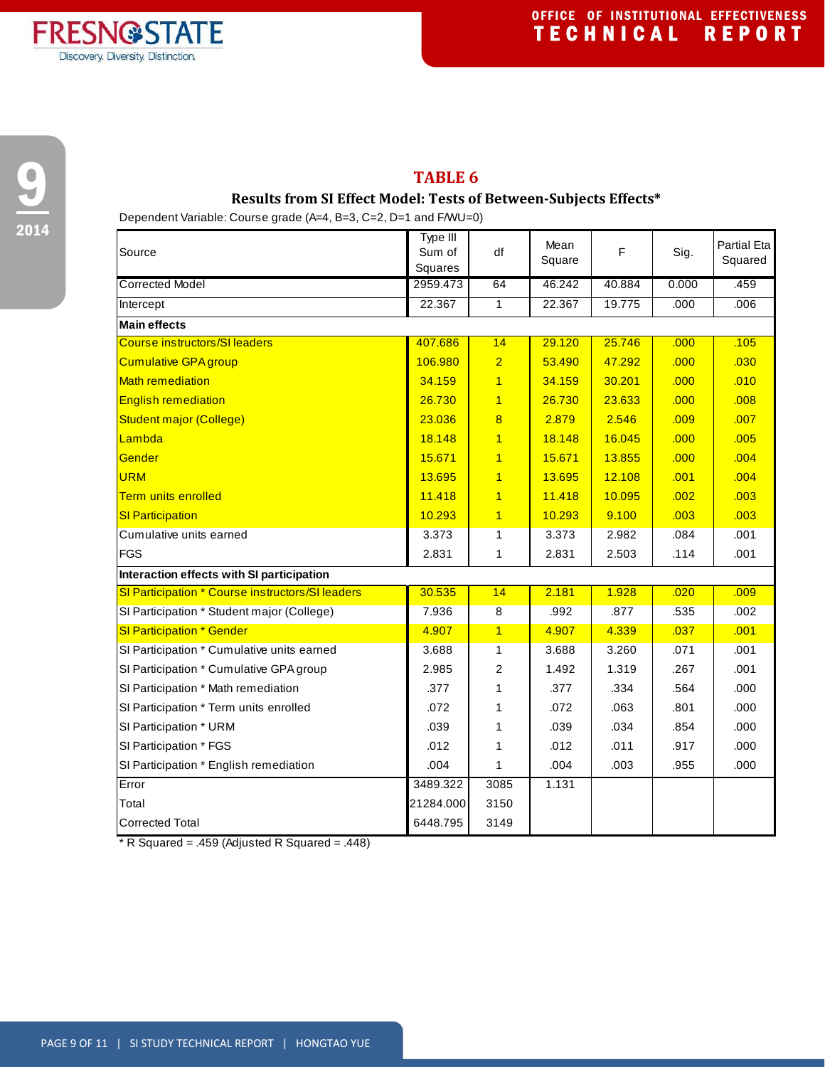## TABLE 6

### Results from SI Effect Model: Tests of Between-Subjects Effects*

Dependent Variable: Course grade (A=4, B=3, C=2, D=1 and F/WU=0)

| Source | Type III Sum of Squares | df | Mean Square | F | Sig. | Partial Eta Squared |
|---|---|---|---|---|---|---|
| Corrected Model | 2959.473 | 64 | 46.242 | 40.884 | 0.000 | .459 |
| Intercept | 22.367 | 1 | 22.367 | 19.775 | .000 | .006 |
| **Main effects** | | | | | | |
| Course instructors/SI leaders | 407.686 | 14 | 29.120 | 25.746 | .000 | .105 |
| Cumulative GPA group | 106.980 | 2 | 53.490 | 47.292 | .000 | .030 |
| Math remediation | 34.159 | 1 | 34.159 | 30.201 | .000 | .010 |
| English remediation | 26.730 | 1 | 26.730 | 23.633 | .000 | .008 |
| Student major (College) | 23.036 | 8 | 2.879 | 2.546 | .009 | .007 |
| Lambda | 18.148 | 1 | 18.148 | 16.045 | .000 | .005 |
| Gender | 15.671 | 1 | 15.671 | 13.855 | .000 | .004 |
| URM | 13.695 | 1 | 13.695 | 12.108 | .001 | .004 |
| Term units enrolled | 11.418 | 1 | 11.418 | 10.095 | .002 | .003 |
| SI Participation | 10.293 | 1 | 10.293 | 9.100 | .003 | .003 |
| Cumulative units earned | 3.373 | 1 | 3.373 | 2.982 | .084 | .001 |
| FGS | 2.831 | 1 | 2.831 | 2.503 | .114 | .001 |
| **Interaction effects with SI participation** | | | | | | |
| SI Participation * Course instructors/SI leaders | 30.535 | 14 | 2.181 | 1.928 | .020 | .009 |
| SI Participation * Student major (College) | 7.936 | 8 | .992 | .877 | .535 | .002 |
| SI Participation * Gender | 4.907 | 1 | 4.907 | 4.339 | .037 | .001 |
| SI Participation * Cumulative units earned | 3.688 | 1 | 3.688 | 3.260 | .071 | .001 |
| SI Participation * Cumulative GPA group | 2.985 | 2 | 1.492 | 1.319 | .267 | .001 |
| SI Participation * Math remediation | .377 | 1 | .377 | .334 | .564 | .000 |
| SI Participation * Term units enrolled | .072 | 1 | .072 | .063 | .801 | .000 |
| SI Participation * URM | .039 | 1 | .039 | .034 | .854 | .000 |
| SI Participation * FGS | .012 | 1 | .012 | .011 | .917 | .000 |
| SI Participation * English remediation | .004 | 1 | .004 | .003 | .955 | .000 |
| Error | 3489.322 | 3085 | 1.131 | | | |
| Total | 21284.000 | 3150 | | | | |
| Corrected Total | 6448.795 | 3149 | | | | |

* R Squared = .459 (Adjusted R Squared = .448)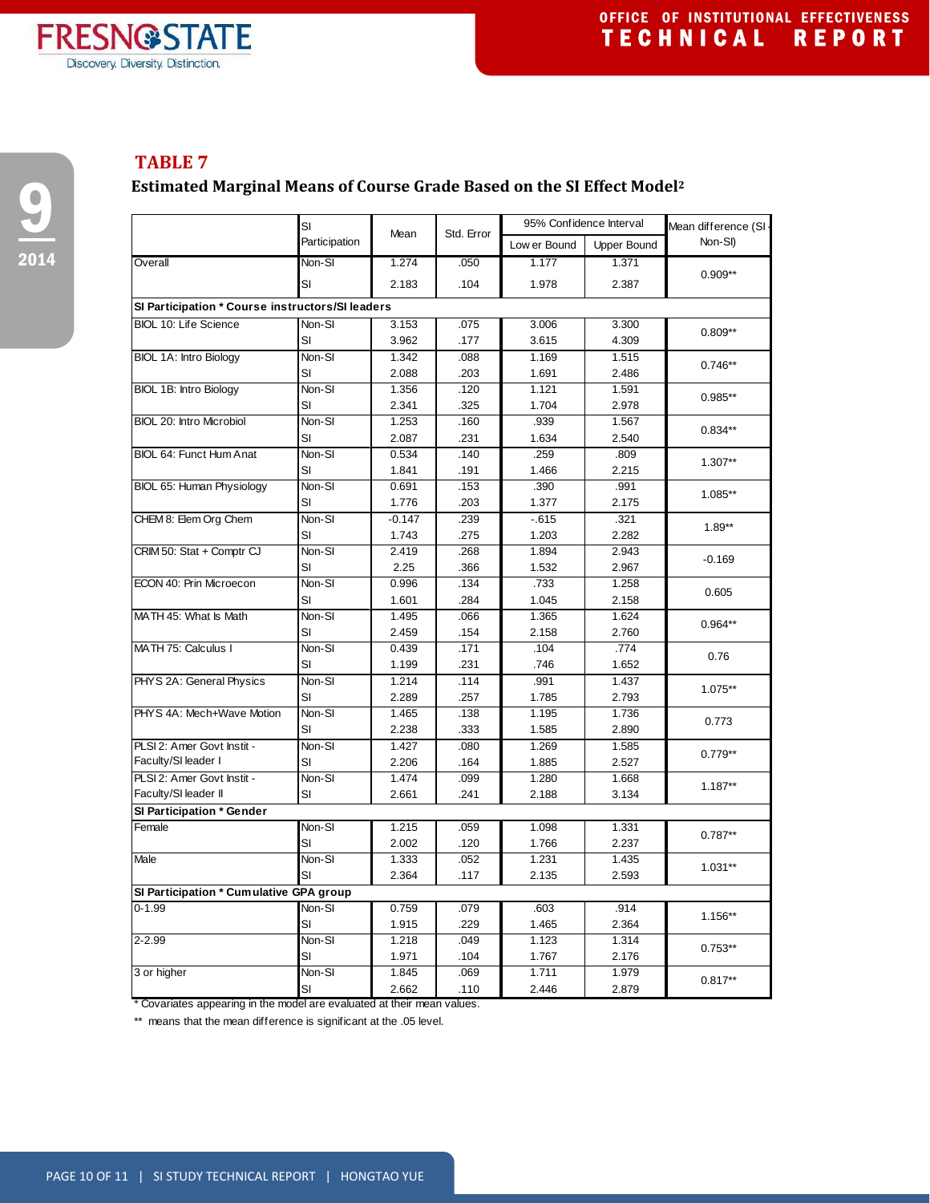## TABLE 7

### Estimated Marginal Means of Course Grade Based on the SI Effect Model[2]

| | SI Participation | Mean | Std. Error | 95% Confidence Interval | | Mean difference (SI - Non-SI) |
|---|---|---|---|---|---|---|
| | | | | Lower Bound | Upper Bound | |
| Overall | Non-SI | 1.274 | .050 | 1.177 | 1.371 | 0.909** |
| | SI | 2.183 | .104 | 1.978 | 2.387 | |
| **SI Participation * Course instructors/SI leaders** | | | | | | |
| BIOL 10: Life Science | Non-SI | 3.153 | .075 | 3.006 | 3.300 | 0.809** |
| | SI | 3.962 | .177 | 3.615 | 4.309 | |
| BIOL 1A: Intro Biology | Non-SI | 1.342 | .088 | 1.169 | 1.515 | 0.746** |
| | SI | 2.088 | .203 | 1.691 | 2.486 | |
| BIOL 1B: Intro Biology | Non-SI | 1.356 | .120 | 1.121 | 1.591 | 0.985** |
| | SI | 2.341 | .325 | 1.704 | 2.978 | |
| BIOL 20: Intro Microbiol | Non-SI | 1.253 | .160 | .939 | 1.567 | 0.834** |
| | SI | 2.087 | .231 | 1.634 | 2.540 | |
| BIOL 64: Funct Hum Anat | Non-SI | 0.534 | .140 | .259 | .809 | 1.307** |
| | SI | 1.841 | .191 | 1.466 | 2.215 | |
| BIOL 65: Human Physiology | Non-SI | 0.691 | .153 | .390 | .991 | 1.085** |
| | SI | 1.776 | .203 | 1.377 | 2.175 | |
| CHEM 8: Elem Org Chem | Non-SI | -0.147 | .239 | -.615 | .321 | 1.89** |
| | SI | 1.743 | .275 | 1.203 | 2.282 | |
| CRIM 50: Stat + Comptr CJ | Non-SI | 2.419 | .268 | 1.894 | 2.943 | -0.169 |
| | SI | 2.25 | .366 | 1.532 | 2.967 | |
| ECON 40: Prin Microecon | Non-SI | 0.996 | .134 | .733 | 1.258 | 0.605 |
| | SI | 1.601 | .284 | 1.045 | 2.158 | |
| MATH 45: What Is Math | Non-SI | 1.495 | .066 | 1.365 | 1.624 | 0.964** |
| | SI | 2.459 | .154 | 2.158 | 2.760 | |
| MATH 75: Calculus I | Non-SI | 0.439 | .171 | .104 | .774 | 0.76 |
| | SI | 1.199 | .231 | .746 | 1.652 | |
| PHYS 2A: General Physics | Non-SI | 1.214 | .114 | .991 | 1.437 | 1.075** |
| | SI | 2.289 | .257 | 1.785 | 2.793 | |
| PHYS 4A: Mech+Wave Motion | Non-SI | 1.465 | .138 | 1.195 | 1.736 | 0.773 |
| | SI | 2.238 | .333 | 1.585 | 2.890 | |
| PLSI 2: Amer Govt Instit - Faculty/SI leader I | Non-SI | 1.427 | .080 | 1.269 | 1.585 | 0.779** |
| | SI | 2.206 | .164 | 1.885 | 2.527 | |
| PLSI 2: Amer Govt Instit - Faculty/SI leader II | Non-SI | 1.474 | .099 | 1.280 | 1.668 | 1.187** |
| | SI | 2.661 | .241 | 2.188 | 3.134 | |
| **SI Participation * Gender** | | | | | | |
| Female | Non-SI | 1.215 | .059 | 1.098 | 1.331 | 0.787** |
| | SI | 2.002 | .120 | 1.766 | 2.237 | |
| Male | Non-SI | 1.333 | .052 | 1.231 | 1.435 | 1.031** |
| | SI | 2.364 | .117 | 2.135 | 2.593 | |
| **SI Participation * Cumulative GPA group** | | | | | | |
| 0-1.99 | Non-SI | 0.759 | .079 | .603 | .914 | 1.156** |
| | SI | 1.915 | .229 | 1.465 | 2.364 | |
| 2-2.99 | Non-SI | 1.218 | .049 | 1.123 | 1.314 | 0.753** |
| | SI | 1.971 | .104 | 1.767 | 2.176 | |
| 3 or higher | Non-SI | 1.845 | .069 | 1.711 | 1.979 | 0.817** |
| | SI | 2.662 | .110 | 2.446 | 2.879 | |

\* Covariates appearing in the model are evaluated at their mean values.

\*\* means that the mean difference is significant at the .05 level.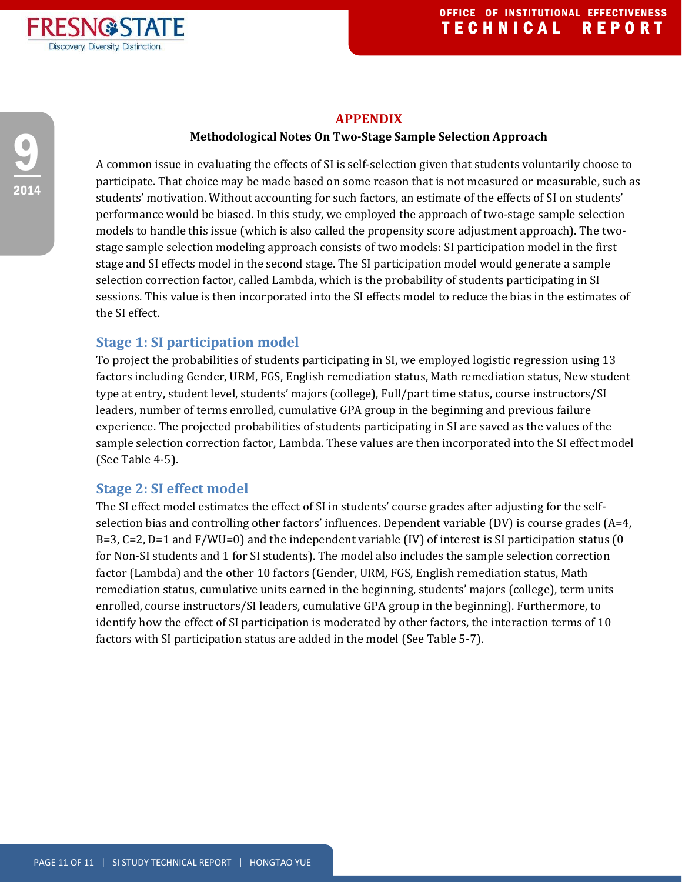# APPENDIX

## Methodological Notes On Two-Stage Sample Selection Approach

A common issue in evaluating the effects of SI is self-selection given that students voluntarily choose to participate. That choice may be made based on some reason that is not measured or measurable, such as students' motivation. Without accounting for such factors, an estimate of the effects of SI on students' performance would be biased. In this study, we employed the approach of two-stage sample selection models to handle this issue (which is also called the propensity score adjustment approach). The two-stage sample selection modeling approach consists of two models: SI participation model in the first stage and SI effects model in the second stage. The SI participation model would generate a sample selection correction factor, called Lambda, which is the probability of students participating in SI sessions. This value is then incorporated into the SI effects model to reduce the bias in the estimates of the SI effect.

### Stage 1: SI participation model

To project the probabilities of students participating in SI, we employed logistic regression using 13 factors including Gender, URM, FGS, English remediation status, Math remediation status, New student type at entry, student level, students' majors (college), Full/part time status, course instructors/SI leaders, number of terms enrolled, cumulative GPA group in the beginning and previous failure experience. The projected probabilities of students participating in SI are saved as the values of the sample selection correction factor, Lambda. These values are then incorporated into the SI effect model (See Table 4-5).

### Stage 2: SI effect model

The SI effect model estimates the effect of SI in students' course grades after adjusting for the self-selection bias and controlling other factors' influences. Dependent variable (DV) is course grades (A=4, B=3, C=2, D=1 and F/WU=0) and the independent variable (IV) of interest is SI participation status (0 for Non-SI students and 1 for SI students). The model also includes the sample selection correction factor (Lambda) and the other 10 factors (Gender, URM, FGS, English remediation status, Math remediation status, cumulative units earned in the beginning, students' majors (college), term units enrolled, course instructors/SI leaders, cumulative GPA group in the beginning). Furthermore, to identify how the effect of SI participation is moderated by other factors, the interaction terms of 10 factors with SI participation status are added in the model (See Table 5-7).